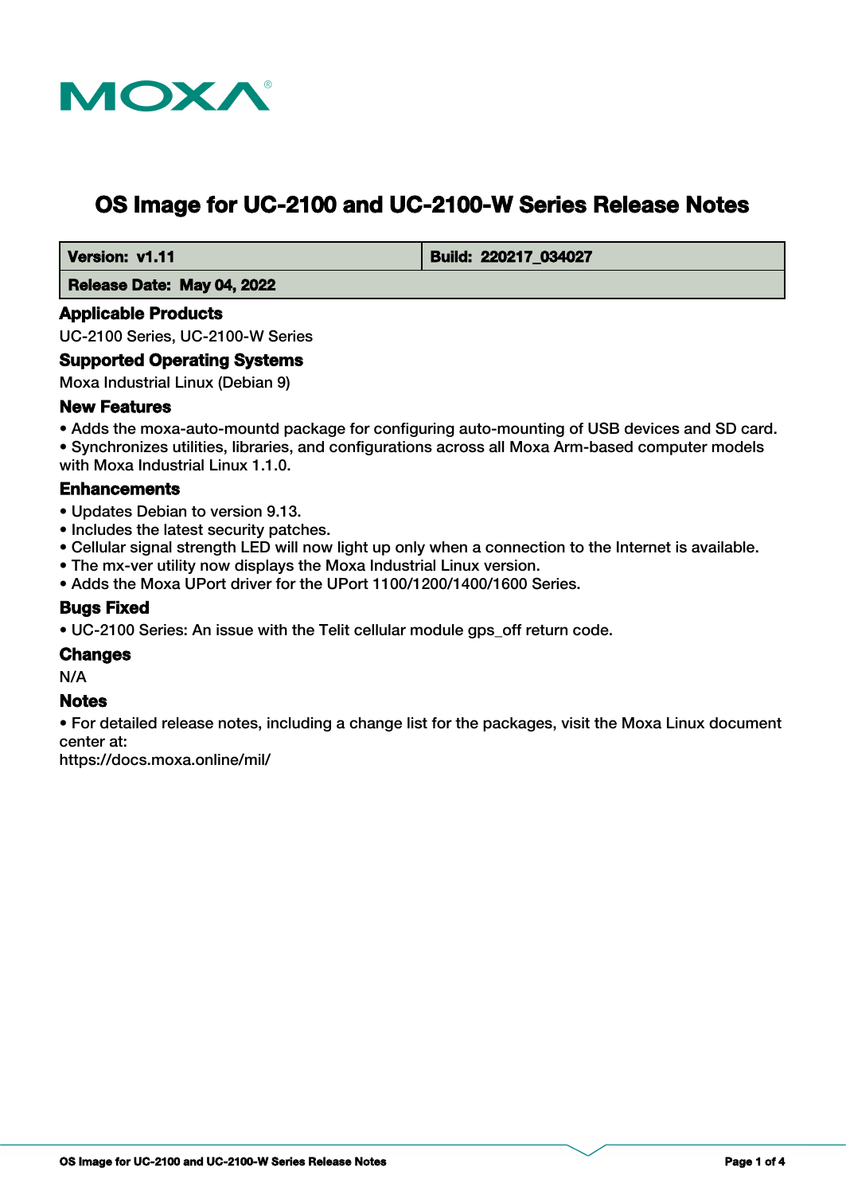# OS Image for UC-2100 and UC-2100-W Series Release Notes

| **Version: v1.11** | **Build: 220217_034027** |
|---|---|
| **Release Date: May 04, 2022** | |

## Applicable Products

UC-2100 Series, UC-2100-W Series

## Supported Operating Systems

Moxa Industrial Linux (Debian 9)

## New Features

- Adds the moxa-auto-mountd package for configuring auto-mounting of USB devices and SD card.
- Synchronizes utilities, libraries, and configurations across all Moxa Arm-based computer models with Moxa Industrial Linux 1.1.0.

## Enhancements

- Updates Debian to version 9.13.
- Includes the latest security patches.
- Cellular signal strength LED will now light up only when a connection to the Internet is available.
- The mx-ver utility now displays the Moxa Industrial Linux version.
- Adds the Moxa UPort driver for the UPort 1100/1200/1400/1600 Series.

## Bugs Fixed

- UC-2100 Series: An issue with the Telit cellular module gps_off return code.

## Changes

N/A

## Notes

- For detailed release notes, including a change list for the packages, visit the Moxa Linux document center at:
https://docs.moxa.online/mil/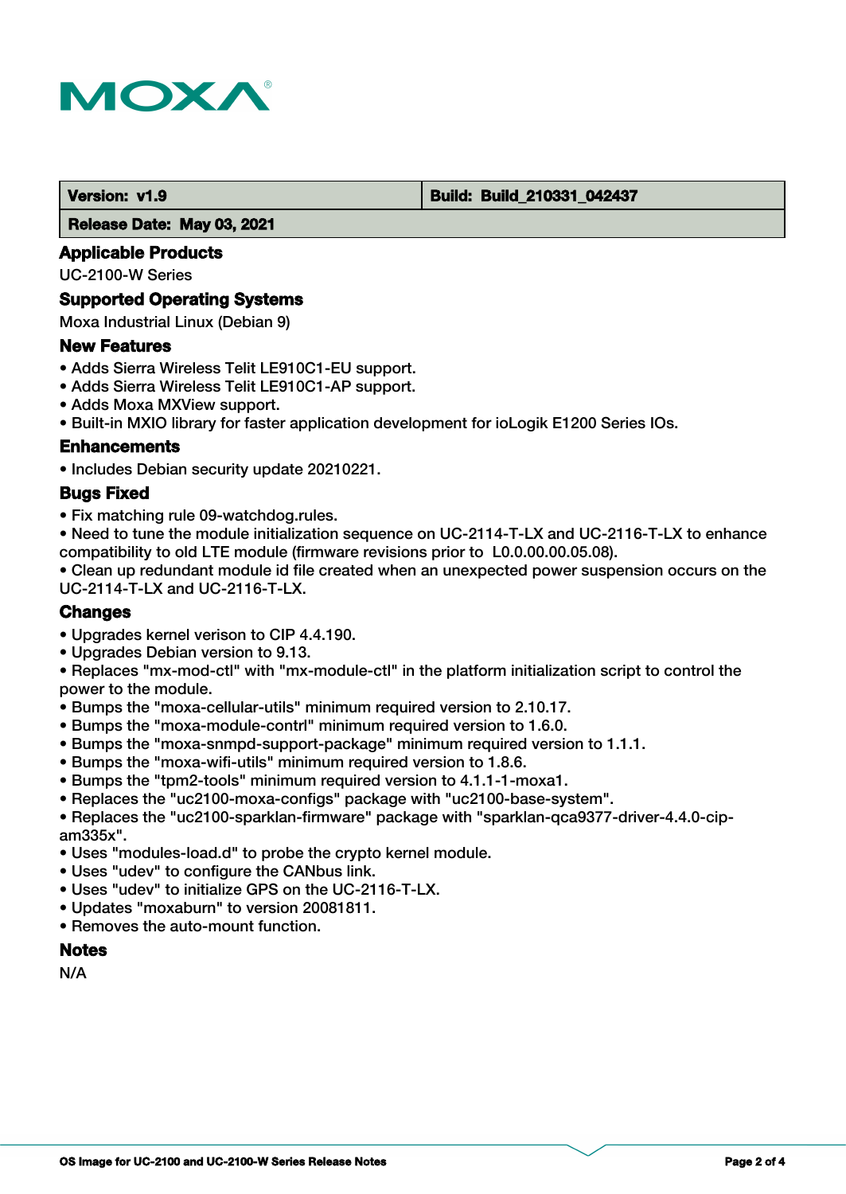| Version: v1.9 | Build: Build_210331_042437 |
| --- | --- |
| Release Date: May 03, 2021 | |

### Applicable Products

UC-2100-W Series

### Supported Operating Systems

Moxa Industrial Linux (Debian 9)

### New Features

- Adds Sierra Wireless Telit LE910C1-EU support.
- Adds Sierra Wireless Telit LE910C1-AP support.
- Adds Moxa MXView support.
- Built-in MXIO library for faster application development for ioLogik E1200 Series IOs.

### Enhancements

- Includes Debian security update 20210221.

### Bugs Fixed

- Fix matching rule 09-watchdog.rules.
- Need to tune the module initialization sequence on UC-2114-T-LX and UC-2116-T-LX to enhance compatibility to old LTE module (firmware revisions prior to L0.0.00.00.05.08).
- Clean up redundant module id file created when an unexpected power suspension occurs on the UC-2114-T-LX and UC-2116-T-LX.

### Changes

- Upgrades kernel verison to CIP 4.4.190.
- Upgrades Debian version to 9.13.
- Replaces "mx-mod-ctl" with "mx-module-ctl" in the platform initialization script to control the power to the module.
- Bumps the "moxa-cellular-utils" minimum required version to 2.10.17.
- Bumps the "moxa-module-contrl" minimum required version to 1.6.0.
- Bumps the "moxa-snmpd-support-package" minimum required version to 1.1.1.
- Bumps the "moxa-wifi-utils" minimum required version to 1.8.6.
- Bumps the "tpm2-tools" minimum required version to 4.1.1-1-moxa1.
- Replaces the "uc2100-moxa-configs" package with "uc2100-base-system".
- Replaces the "uc2100-sparklan-firmware" package with "sparklan-qca9377-driver-4.4.0-cip-am335x".
- Uses "modules-load.d" to probe the crypto kernel module.
- Uses "udev" to configure the CANbus link.
- Uses "udev" to initialize GPS on the UC-2116-T-LX.
- Updates "moxaburn" to version 20081811.
- Removes the auto-mount function.

### Notes

N/A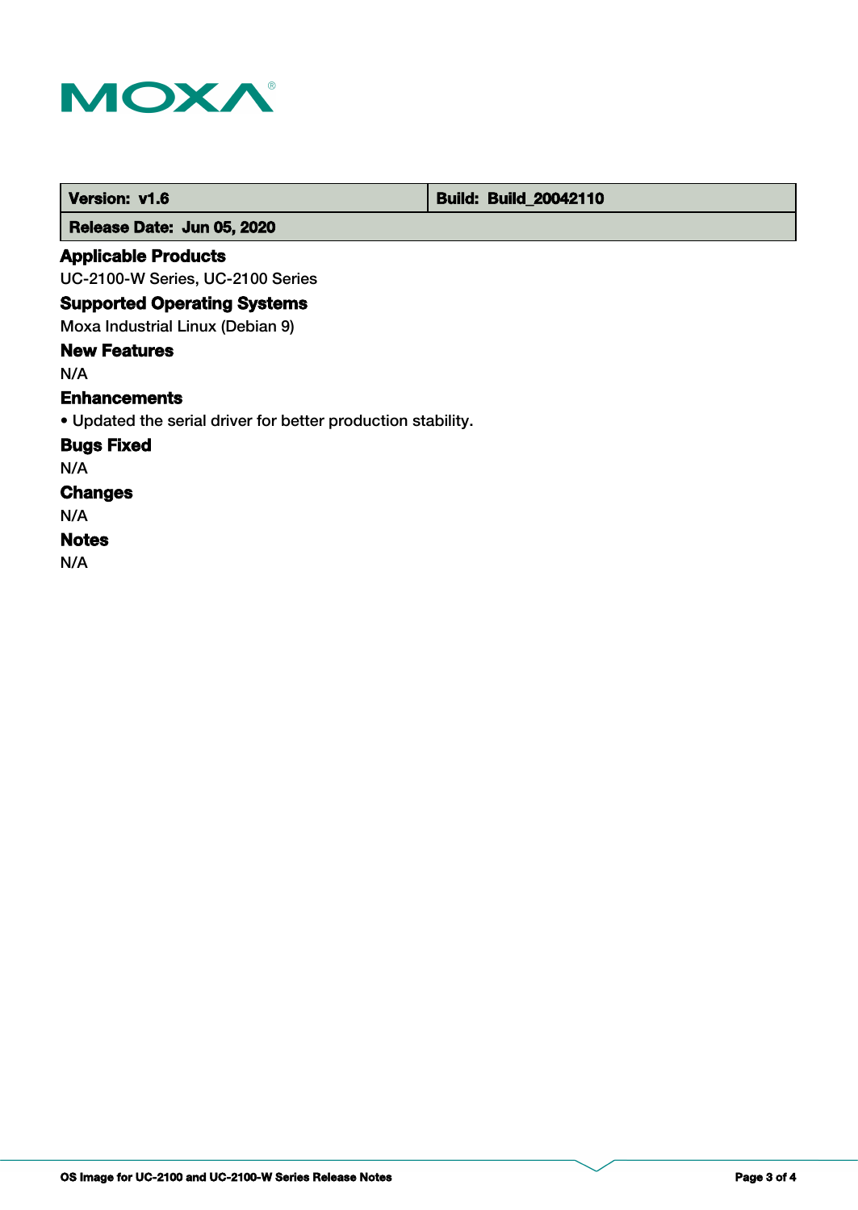| Version: v1.6 | Build: Build_20042110 |
| --- | --- |
| Release Date: Jun 05, 2020 | |

### Applicable Products

UC-2100-W Series, UC-2100 Series

### Supported Operating Systems

Moxa Industrial Linux (Debian 9)

### New Features

N/A

### Enhancements

- Updated the serial driver for better production stability.

### Bugs Fixed

N/A

### Changes

N/A

### Notes

N/A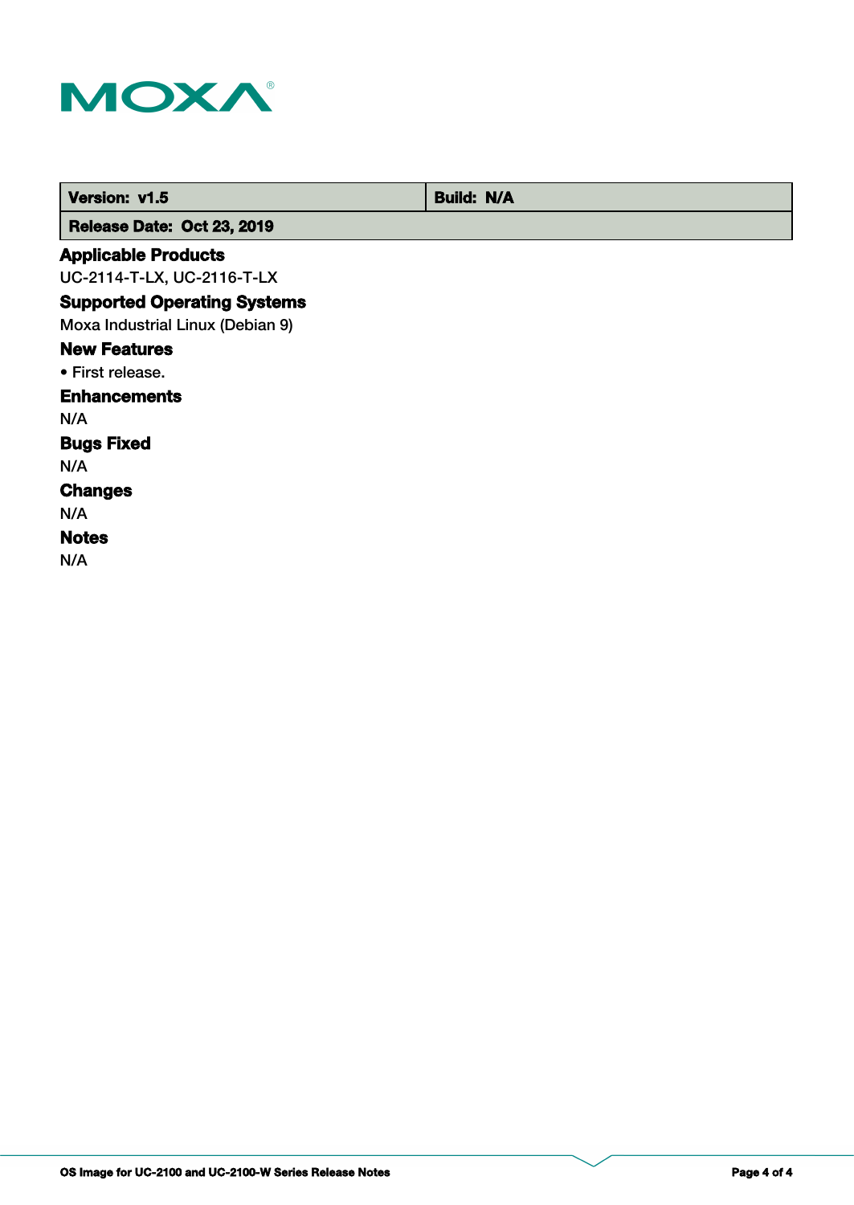| Version: v1.5 | Build: N/A |
| --- | --- |
| Release Date: Oct 23, 2019 | |

### Applicable Products

UC-2114-T-LX, UC-2116-T-LX

### Supported Operating Systems

Moxa Industrial Linux (Debian 9)

### New Features

- First release.

### Enhancements

N/A

### Bugs Fixed

N/A

### Changes

N/A

### Notes

N/A